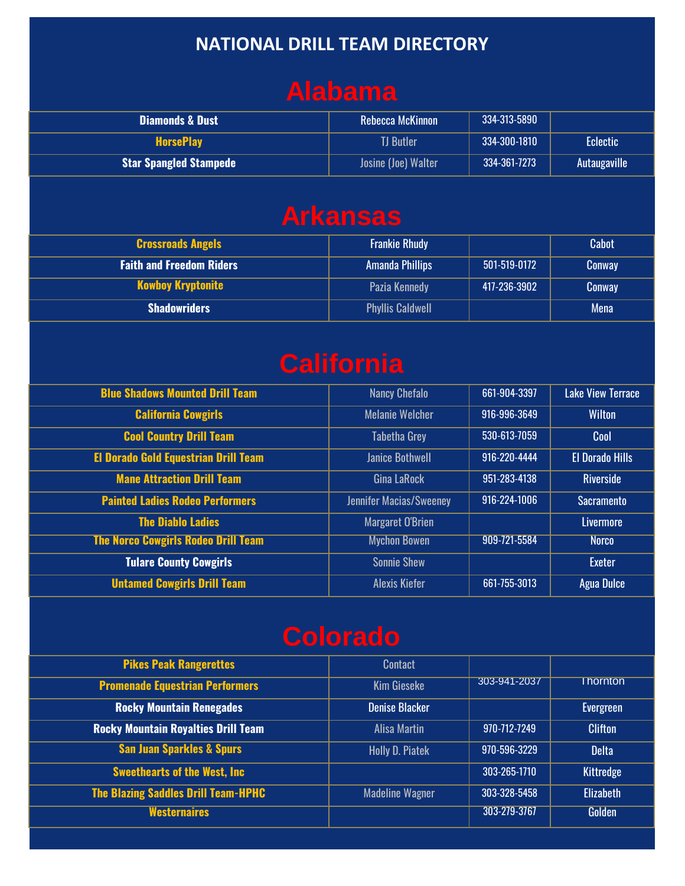# NATIONAL DRILL TEAM DIRECTORY

## Alabama

| | | | |
|---|---|---|---|
| Diamonds & Dust | Rebecca McKinnon | 334-313-5890 | |
| HorsePlay | TJ Butler | 334-300-1810 | Eclectic |
| Star Spangled Stampede | Josine (Joe) Walter | 334-361-7273 | Autaugaville |

## Arkansas

| | | | |
|---|---|---|---|
| Crossroads Angels | Frankie Rhudy | | Cabot |
| Faith and Freedom Riders | Amanda Phillips | 501-519-0172 | Conway |
| Kowboy Kryptonite | Pazia Kennedy | 417-236-3902 | Conway |
| Shadowriders | Phyllis Caldwell | | Mena |

## California

| | | | |
|---|---|---|---|
| Blue Shadows Mounted Drill Team | Nancy Chefalo | 661-904-3397 | Lake View Terrace |
| California Cowgirls | Melanie Welcher | 916-996-3649 | Wilton |
| Cool Country Drill Team | Tabetha Grey | 530-613-7059 | Cool |
| El Dorado Gold Equestrian Drill Team | Janice Bothwell | 916-220-4444 | El Dorado Hills |
| Mane Attraction Drill Team | Gina LaRock | 951-283-4138 | Riverside |
| Painted Ladies Rodeo Performers | Jennifer Macias/Sweeney | 916-224-1006 | Sacramento |
| The Diablo Ladies | Margaret O'Brien | | Livermore |
| The Norco Cowgirls Rodeo Drill Team | Mychon Bowen | 909-721-5584 | Norco |
| Tulare County Cowgirls | Sonnie Shew | | Exeter |
| Untamed Cowgirls Drill Team | Alexis Kiefer | 661-755-3013 | Agua Dulce |

## Colorado

| | | | |
|---|---|---|---|
| Pikes Peak Rangerettes | Contact | | |
| Promenade Equestrian Performers | Kim Gieseke | 303-941-2037 | Thornton |
| Rocky Mountain Renegades | Denise Blacker | | Evergreen |
| Rocky Mountain Royalties Drill Team | Alisa Martin | 970-712-7249 | Clifton |
| San Juan Sparkles & Spurs | Holly D. Piatek | 970-596-3229 | Delta |
| Sweethearts of the West, Inc | | 303-265-1710 | Kittredge |
| The Blazing Saddles Drill Team-HPHC | Madeline Wagner | 303-328-5458 | Elizabeth |
| Westernaires | | 303-279-3767 | Golden |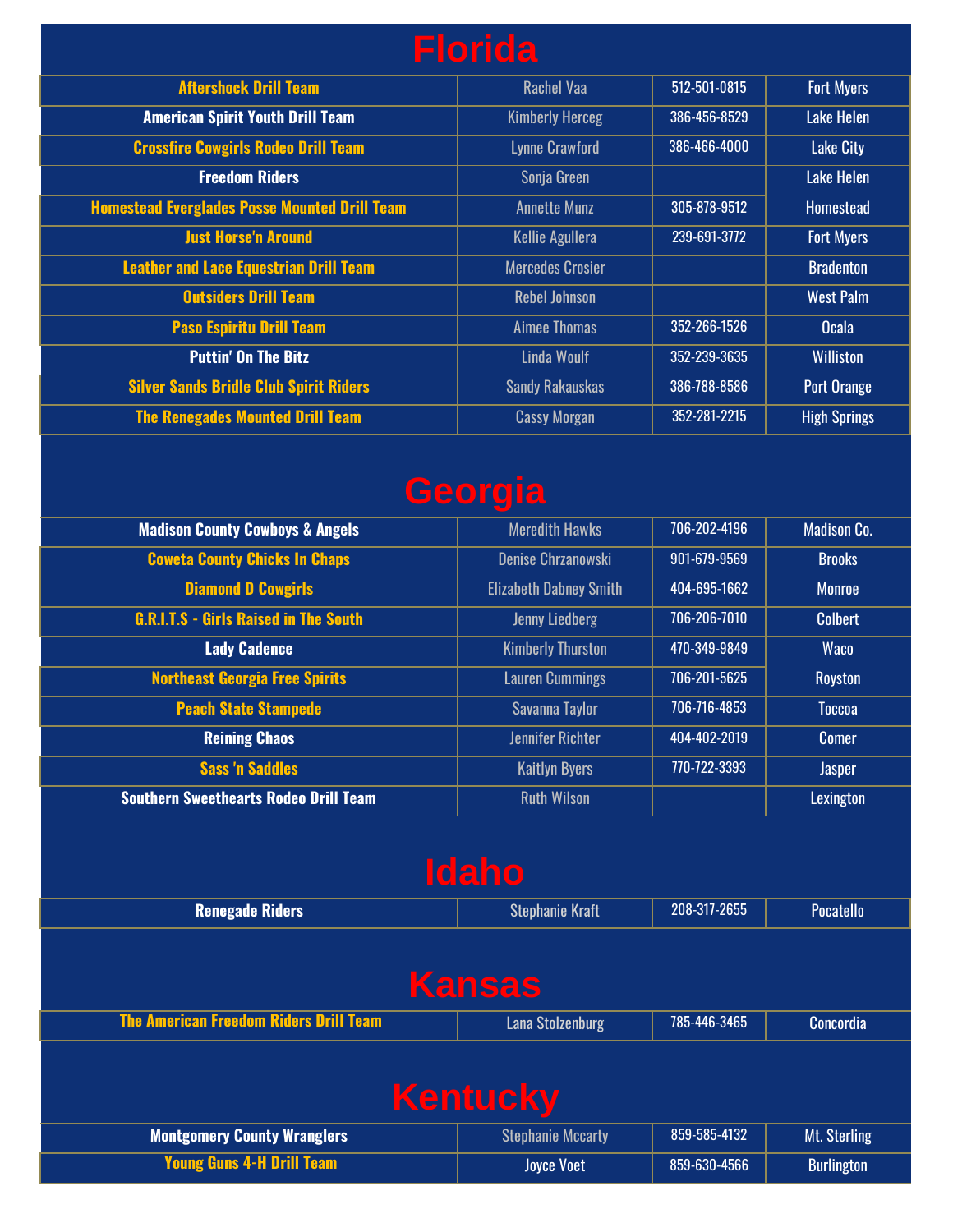# Florida

| Aftershock Drill Team | Rachel Vaa | 512-501-0815 | Fort Myers |
|---|---|---|---|
| American Spirit Youth Drill Team | Kimberly Herceg | 386-456-8529 | Lake Helen |
| Crossfire Cowgirls Rodeo Drill Team | Lynne Crawford | 386-466-4000 | Lake City |
| Freedom Riders | Sonja Green | | Lake Helen |
| Homestead Everglades Posse Mounted Drill Team | Annette Munz | 305-878-9512 | Homestead |
| Just Horse'n Around | Kellie Agullera | 239-691-3772 | Fort Myers |
| Leather and Lace Equestrian Drill Team | Mercedes Crosier | | Bradenton |
| Outsiders Drill Team | Rebel Johnson | | West Palm |
| Paso Espiritu Drill Team | Aimee Thomas | 352-266-1526 | Ocala |
| Puttin' On The Bitz | Linda Woulf | 352-239-3635 | Williston |
| Silver Sands Bridle Club Spirit Riders | Sandy Rakauskas | 386-788-8586 | Port Orange |
| The Renegades Mounted Drill Team | Cassy Morgan | 352-281-2215 | High Springs |

# Georgia

| Madison County Cowboys & Angels | Meredith Hawks | 706-202-4196 | Madison Co. |
|---|---|---|---|
| Coweta County Chicks In Chaps | Denise Chrzanowski | 901-679-9569 | Brooks |
| Diamond D Cowgirls | Elizabeth Dabney Smith | 404-695-1662 | Monroe |
| G.R.I.T.S - Girls Raised in The South | Jenny Liedberg | 706-206-7010 | Colbert |
| Lady Cadence | Kimberly Thurston | 470-349-9849 | Waco |
| Northeast Georgia Free Spirits | Lauren Cummings | 706-201-5625 | Royston |
| Peach State Stampede | Savanna Taylor | 706-716-4853 | Toccoa |
| Reining Chaos | Jennifer Richter | 404-402-2019 | Comer |
| Sass 'n Saddles | Kaitlyn Byers | 770-722-3393 | Jasper |
| Southern Sweethearts Rodeo Drill Team | Ruth Wilson | | Lexington |

# Idaho

| Renegade Riders | Stephanie Kraft | 208-317-2655 | Pocatello |
|---|---|---|---|

# Kansas

| The American Freedom Riders Drill Team | Lana Stolzenburg | 785-446-3465 | Concordia |
|---|---|---|---|

# Kentucky

| Montgomery County Wranglers | Stephanie Mccarty | 859-585-4132 | Mt. Sterling |
|---|---|---|---|
| Young Guns 4-H Drill Team | Joyce Voet | 859-630-4566 | Burlington |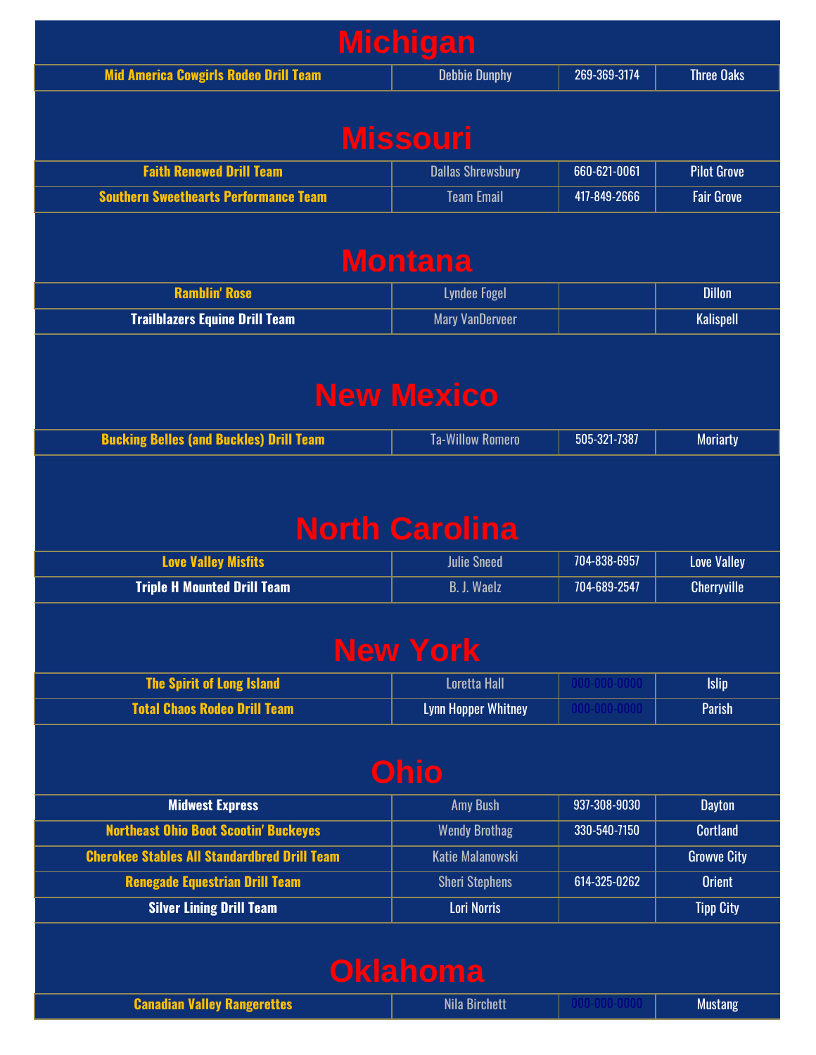# Michigan

| | | | |
|---|---|---|---|
| Mid America Cowgirls Rodeo Drill Team | Debbie Dunphy | 269-369-3174 | Three Oaks |

# Missouri

| | | | |
|---|---|---|---|
| Faith Renewed Drill Team | Dallas Shrewsbury | 660-621-0061 | Pilot Grove |
| Southern Sweethearts Performance Team | Team Email | 417-849-2666 | Fair Grove |

# Montana

| | | | |
|---|---|---|---|
| Ramblin' Rose | Lyndee Fogel | | Dillon |
| Trailblazers Equine Drill Team | Mary VanDerveer | | Kalispell |

# New Mexico

| | | | |
|---|---|---|---|
| Bucking Belles (and Buckles) Drill Team | Ta-Willow Romero | 505-321-7387 | Moriarty |

# North Carolina

| | | | |
|---|---|---|---|
| Love Valley Misfits | Julie Sneed | 704-838-6957 | Love Valley |
| Triple H Mounted Drill Team | B. J. Waelz | 704-689-2547 | Cherryville |

# New York

| | | | |
|---|---|---|---|
| The Spirit of Long Island | Loretta Hall | 000-000-0000 | Islip |
| Total Chaos Rodeo Drill Team | Lynn Hopper Whitney | 000-000-0000 | Parish |

# Ohio

| | | | |
|---|---|---|---|
| Midwest Express | Amy Bush | 937-308-9030 | Dayton |
| Northeast Ohio Boot Scootin' Buckeyes | Wendy Brothag | 330-540-7150 | Cortland |
| Cherokee Stables All Standardbred Drill Team | Katie Malanowski | | Growve City |
| Renegade Equestrian Drill Team | Sheri Stephens | 614-325-0262 | Orient |
| Silver Lining Drill Team | Lori Norris | | Tipp City |

# Oklahoma

| | | | |
|---|---|---|---|
| Canadian Valley Rangerettes | Nila Birchett | 000-000-0000 | Mustang |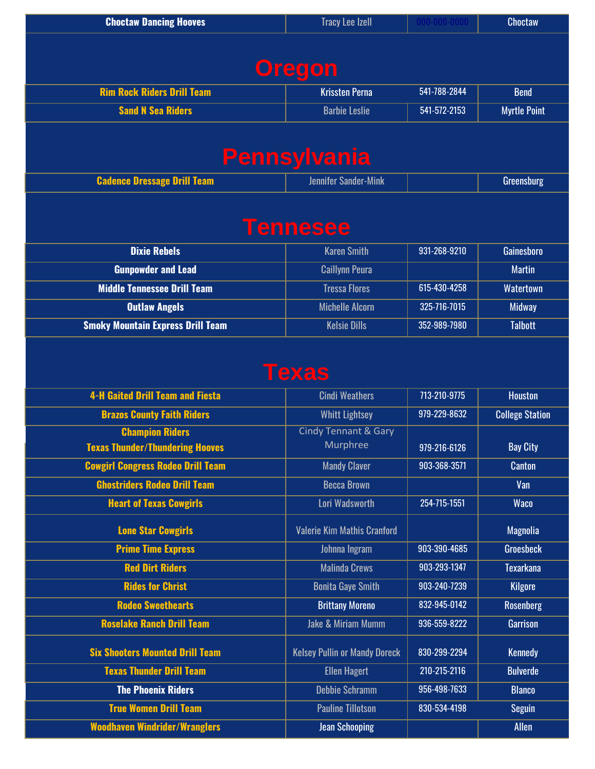| Choctaw Dancing Hooves | Tracy Lee Izell | 000-000-0000 | Choctaw |
|---|---|---|---|

# Oregon

| Rim Rock Riders Drill Team | Krissten Perna | 541-788-2844 | Bend |
|---|---|---|---|
| Sand N Sea Riders | Barbie Leslie | 541-572-2153 | Myrtle Point |

# Pennsylvania

| Cadence Dressage Drill Team | Jennifer Sander-Mink | | Greensburg |
|---|---|---|---|

# Tennesee

| Dixie Rebels | Karen Smith | 931-268-9210 | Gainesboro |
|---|---|---|---|
| Gunpowder and Lead | Caillynn Peura | | Martin |
| Middle Tennessee Drill Team | Tressa Flores | 615-430-4258 | Watertown |
| Outlaw Angels | Michelle Alcorn | 325-716-7015 | Midway |
| Smoky Mountain Express Drill Team | Kelsie Dills | 352-989-7980 | Talbott |

# Texas

| 4-H Gaited Drill Team and Fiesta | Cindi Weathers | 713-210-9775 | Houston |
|---|---|---|---|
| Brazos County Faith Riders | Whitt Lightsey | 979-229-8632 | College Station |
| Champion Riders<br>Texas Thunder/Thundering Hooves | Cindy Tennant & Gary Murphree | 979-216-6126 | Bay City |
| Cowgirl Congress Rodeo Drill Team | Mandy Claver | 903-368-3571 | Canton |
| Ghostriders Rodeo Drill Team | Becca Brown | | Van |
| Heart of Texas Cowgirls | Lori Wadsworth | 254-715-1551 | Waco |
| Lone Star Cowgirls | Valerie Kim Mathis Cranford | | Magnolia |
| Prime Time Express | Johnna Ingram | 903-390-4685 | Groesbeck |
| Red Dirt Riders | Malinda Crews | 903-293-1347 | Texarkana |
| Rides for Christ | Bonita Gaye Smith | 903-240-7239 | Kilgore |
| Rodeo Sweethearts | Brittany Moreno | 832-945-0142 | Rosenberg |
| Roselake Ranch Drill Team | Jake & Miriam Mumm | 936-559-8222 | Garrison |
| Six Shooters Mounted Drill Team | Kelsey Pullin or Mandy Doreck | 830-299-2294 | Kennedy |
| Texas Thunder Drill Team | Ellen Hagert | 210-215-2116 | Bulverde |
| The Phoenix Riders | Debbie Schramm | 956-498-7633 | Blanco |
| True Women Drill Team | Pauline Tillotson | 830-534-4198 | Seguin |
| Woodhaven Windrider/Wranglers | Jean Schooping | | Allen |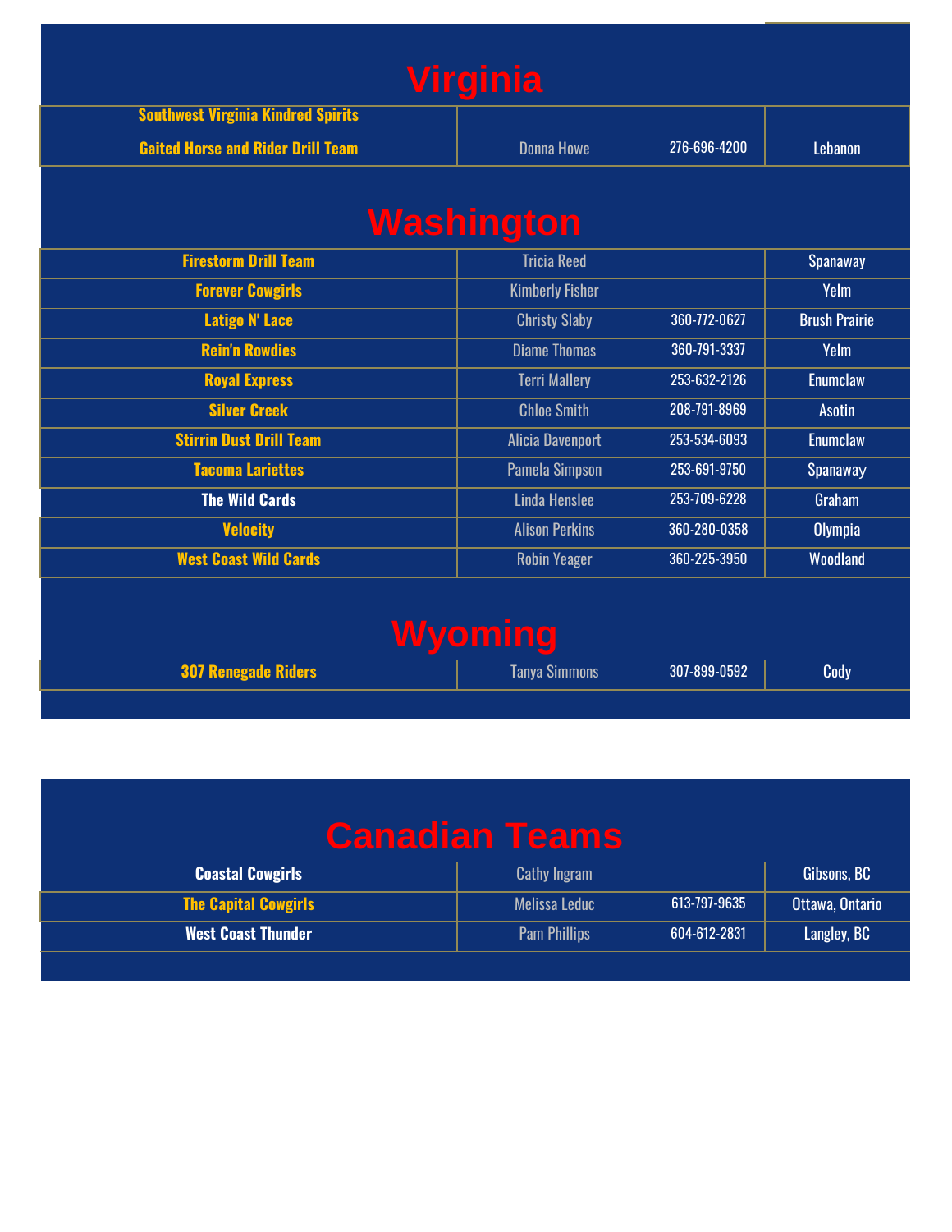# Virginia

| | | | |
|---|---|---|---|
| Southwest Virginia Kindred Spirits Gaited Horse and Rider Drill Team | Donna Howe | 276-696-4200 | Lebanon |

# Washington

| | | | |
|---|---|---|---|
| Firestorm Drill Team | Tricia Reed | | Spanaway |
| Forever Cowgirls | Kimberly Fisher | | Yelm |
| Latigo N' Lace | Christy Slaby | 360-772-0627 | Brush Prairie |
| Rein'n Rowdies | Diame Thomas | 360-791-3337 | Yelm |
| Royal Express | Terri Mallery | 253-632-2126 | Enumclaw |
| Silver Creek | Chloe Smith | 208-791-8969 | Asotin |
| Stirrin Dust Drill Team | Alicia Davenport | 253-534-6093 | Enumclaw |
| Tacoma Lariettes | Pamela Simpson | 253-691-9750 | Spanaway |
| The Wild Cards | Linda Henslee | 253-709-6228 | Graham |
| Velocity | Alison Perkins | 360-280-0358 | Olympia |
| West Coast Wild Cards | Robin Yeager | 360-225-3950 | Woodland |

# Wyoming

| | | | |
|---|---|---|---|
| 307 Renegade Riders | Tanya Simmons | 307-899-0592 | Cody |

# Canadian Teams

| | | | |
|---|---|---|---|
| Coastal Cowgirls | Cathy Ingram | | Gibsons, BC |
| The Capital Cowgirls | Melissa Leduc | 613-797-9635 | Ottawa, Ontario |
| West Coast Thunder | Pam Phillips | 604-612-2831 | Langley, BC |